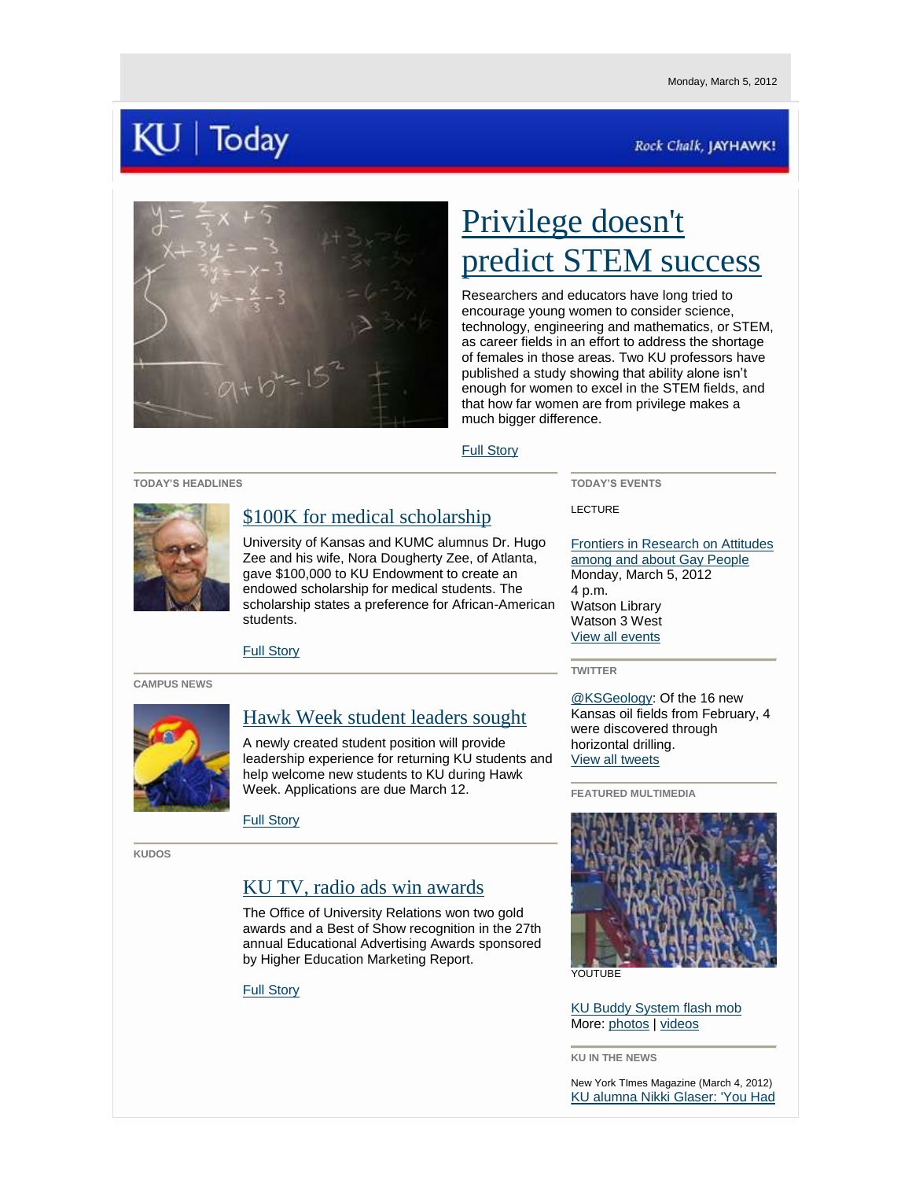Monday, March 5, 2012

# KU | Today

*Rock Chalk, JAYHAWK!*

## Privilege doesn't predict STEM success

Researchers and educators have long tried to encourage young women to consider science, technology, engineering and mathematics, or STEM, as career fields in an effort to address the shortage of females in those areas. Two KU professors have published a study showing that ability alone isn't enough for women to excel in the STEM fields, and that how far women are from privilege makes a much bigger difference.

Full Story

**TODAY'S HEADLINES**

### $100K for medical scholarship

University of Kansas and KUMC alumnus Dr. Hugo Zee and his wife, Nora Dougherty Zee, of Atlanta, gave $100,000 to KU Endowment to create an endowed scholarship for medical students. The scholarship states a preference for African-American students.

Full Story

**CAMPUS NEWS**

### Hawk Week student leaders sought

A newly created student position will provide leadership experience for returning KU students and help welcome new students to KU during Hawk Week. Applications are due March 12.

Full Story

**KUDOS**

### KU TV, radio ads win awards

The Office of University Relations won two gold awards and a Best of Show recognition in the 27th annual Educational Advertising Awards sponsored by Higher Education Marketing Report.

Full Story

**TODAY'S EVENTS**

LECTURE

Frontiers in Research on Attitudes among and about Gay People
Monday, March 5, 2012
4 p.m.
Watson Library
Watson 3 West
View all events

**TWITTER**

@KSGeology: Of the 16 new Kansas oil fields from February, 4 were discovered through horizontal drilling.
View all tweets

**FEATURED MULTIMEDIA**

YOUTUBE

KU Buddy System flash mob
More: photos | videos

**KU IN THE NEWS**

New York TImes Magazine (March 4, 2012)
KU alumna Nikki Glaser: 'You Had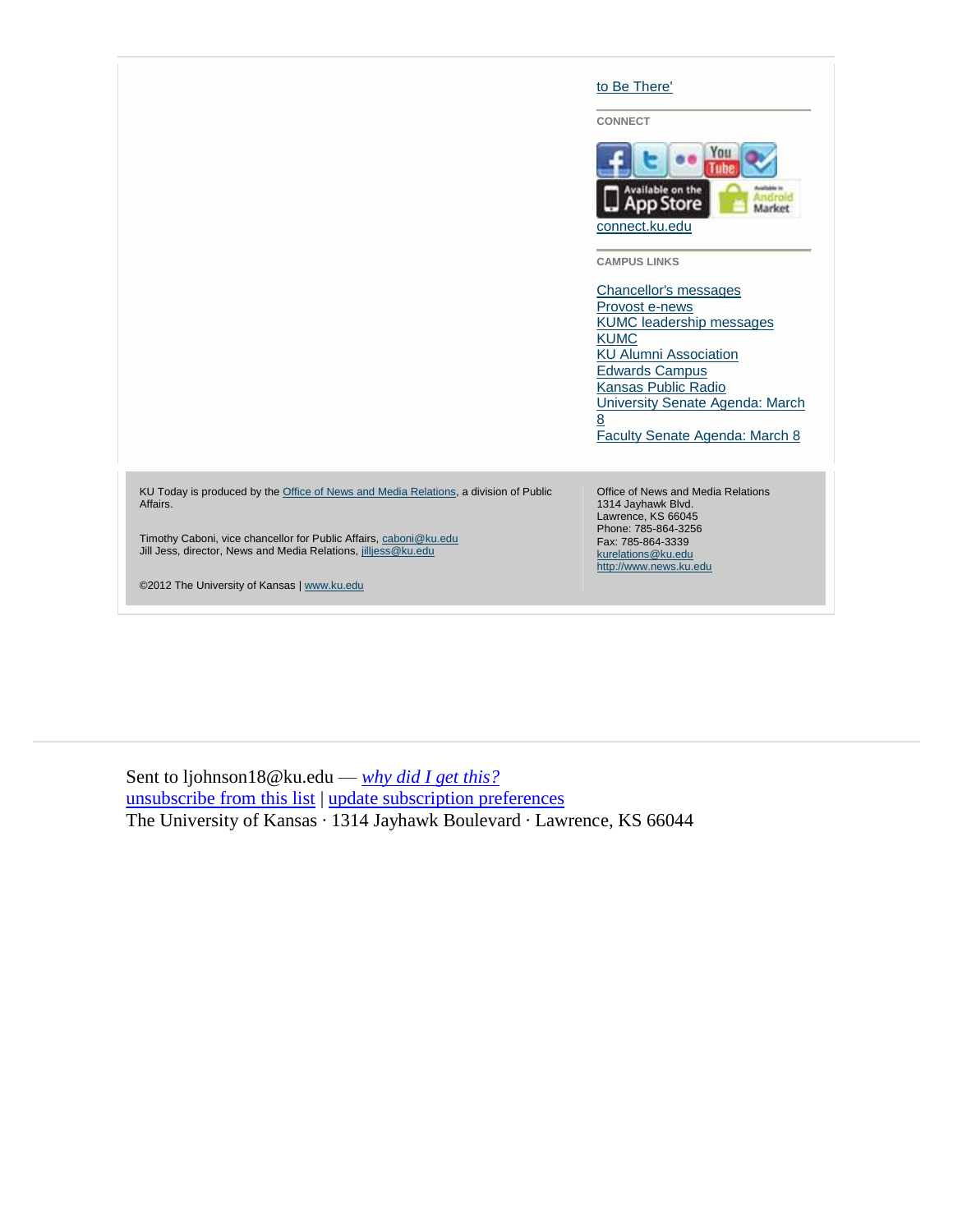to Be There'

CONNECT

connect.ku.edu

CAMPUS LINKS

Chancellor's messages
Provost e-news
KUMC leadership messages
KUMC
KU Alumni Association
Edwards Campus
Kansas Public Radio
University Senate Agenda: March 8
Faculty Senate Agenda: March 8

KU Today is produced by the Office of News and Media Relations, a division of Public Affairs.

Timothy Caboni, vice chancellor for Public Affairs, caboni@ku.edu
Jill Jess, director, News and Media Relations, jilljess@ku.edu

©2012 The University of Kansas | www.ku.edu

Office of News and Media Relations
1314 Jayhawk Blvd.
Lawrence, KS 66045
Phone: 785-864-3256
Fax: 785-864-3339
kurelations@ku.edu
http://www.news.ku.edu

Sent to ljohnson18@ku.edu — *why did I get this?*
unsubscribe from this list | update subscription preferences
The University of Kansas · 1314 Jayhawk Boulevard · Lawrence, KS 66044